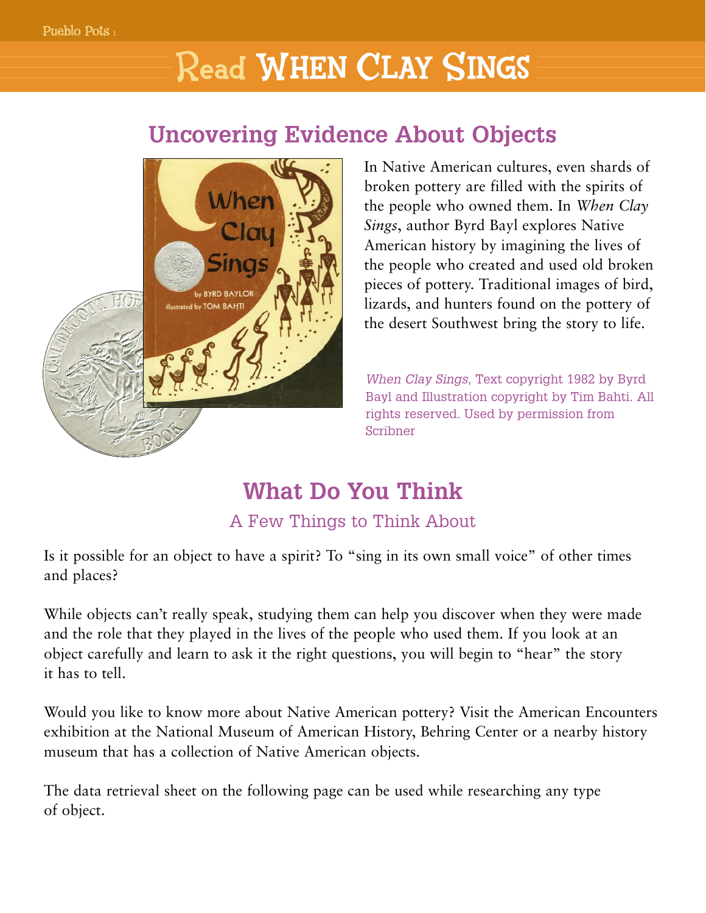# Read When Clay Sings

## Uncovering Evidence About Objects

In Native American cultures, even shards of broken pottery are filled with the spirits of the people who owned them. In *When Clay Sings*, author Byrd Bayl explores Native American history by imagining the lives of the people who created and used old broken pieces of pottery. Traditional images of bird, lizards, and hunters found on the pottery of the desert Southwest bring the story to life.

*When Clay Sings*, Text copyright 1982 by Byrd Bayl and Illustration copyright by Tim Bahti. All rights reserved. Used by permission from Scribner

## What Do You Think

### A Few Things to Think About

Is it possible for an object to have a spirit? To "sing in its own small voice" of other times and places?

While objects can't really speak, studying them can help you discover when they were made and the role that they played in the lives of the people who used them. If you look at an object carefully and learn to ask it the right questions, you will begin to "hear" the story it has to tell.

Would you like to know more about Native American pottery? Visit the American Encounters exhibition at the National Museum of American History, Behring Center or a nearby history museum that has a collection of Native American objects.

The data retrieval sheet on the following page can be used while researching any type of object.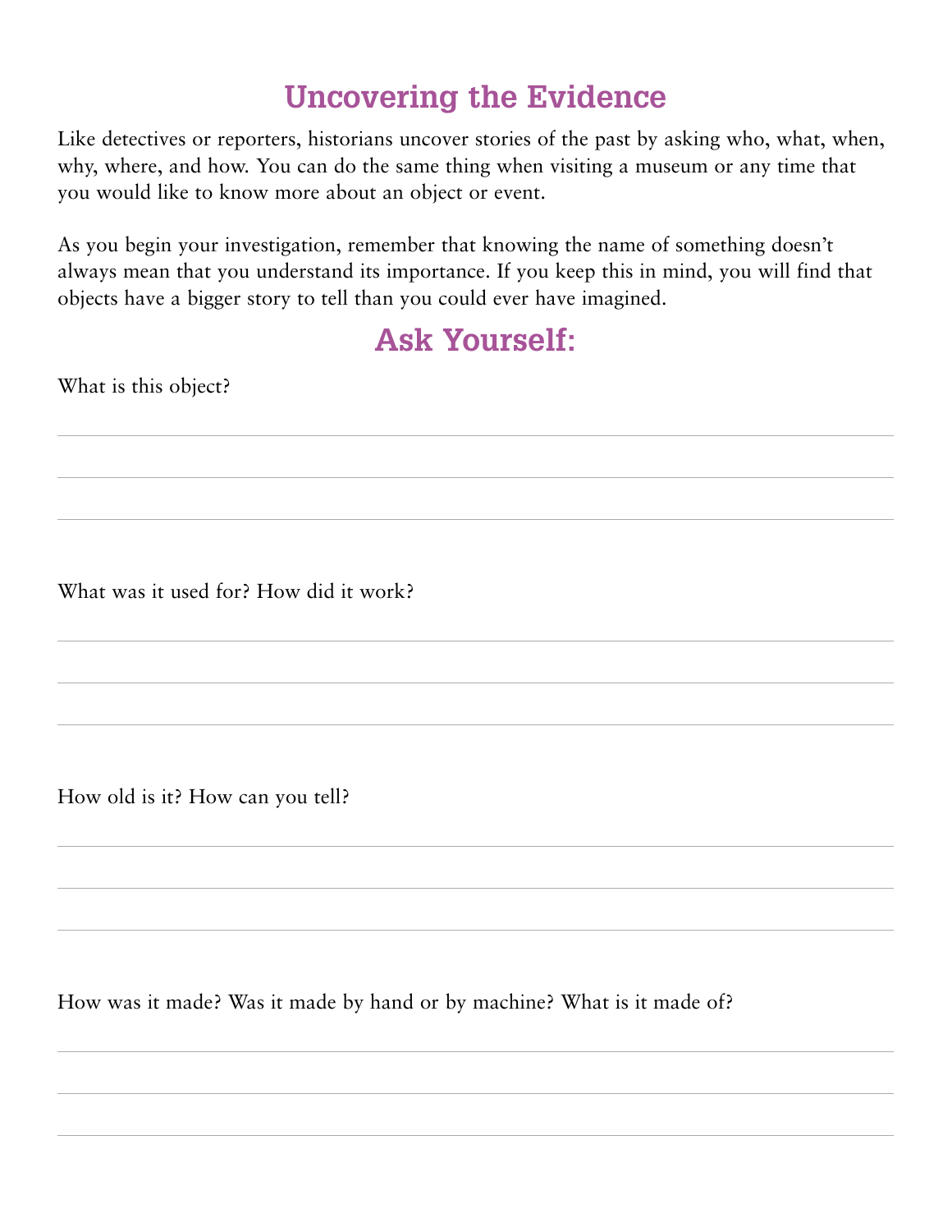# Uncovering the Evidence

Like detectives or reporters, historians uncover stories of the past by asking who, what, when, why, where, and how. You can do the same thing when visiting a museum or any time that you would like to know more about an object or event.

As you begin your investigation, remember that knowing the name of something doesn't always mean that you understand its importance. If you keep this in mind, you will find that objects have a bigger story to tell than you could ever have imagined.

## Ask Yourself:

What is this object?

What was it used for? How did it work?

How old is it? How can you tell?

How was it made? Was it made by hand or by machine? What is it made of?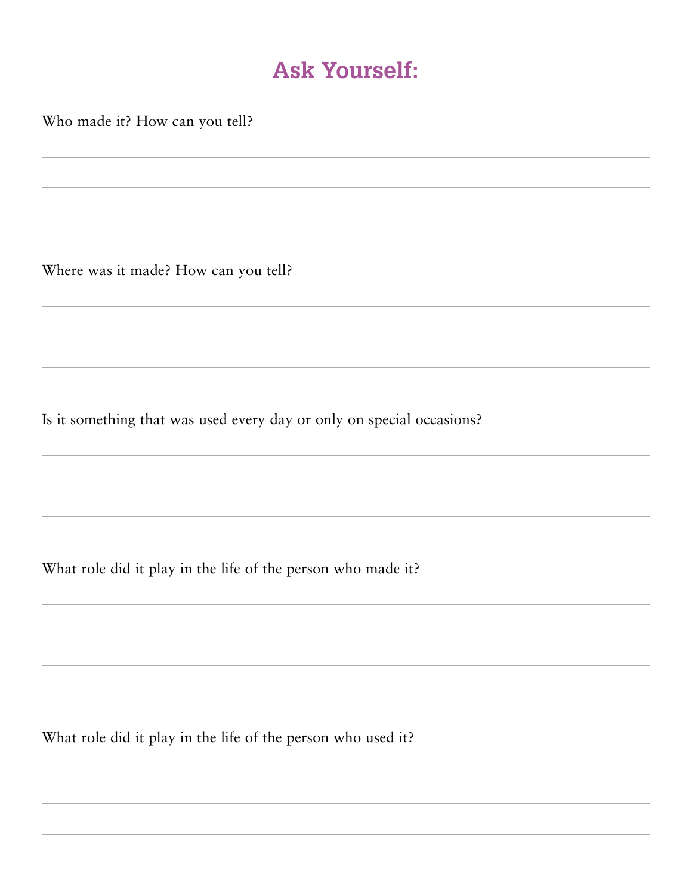# Ask Yourself:

Who made it? How can you tell?

Where was it made? How can you tell?

Is it something that was used every day or only on special occasions?

What role did it play in the life of the person who made it?

What role did it play in the life of the person who used it?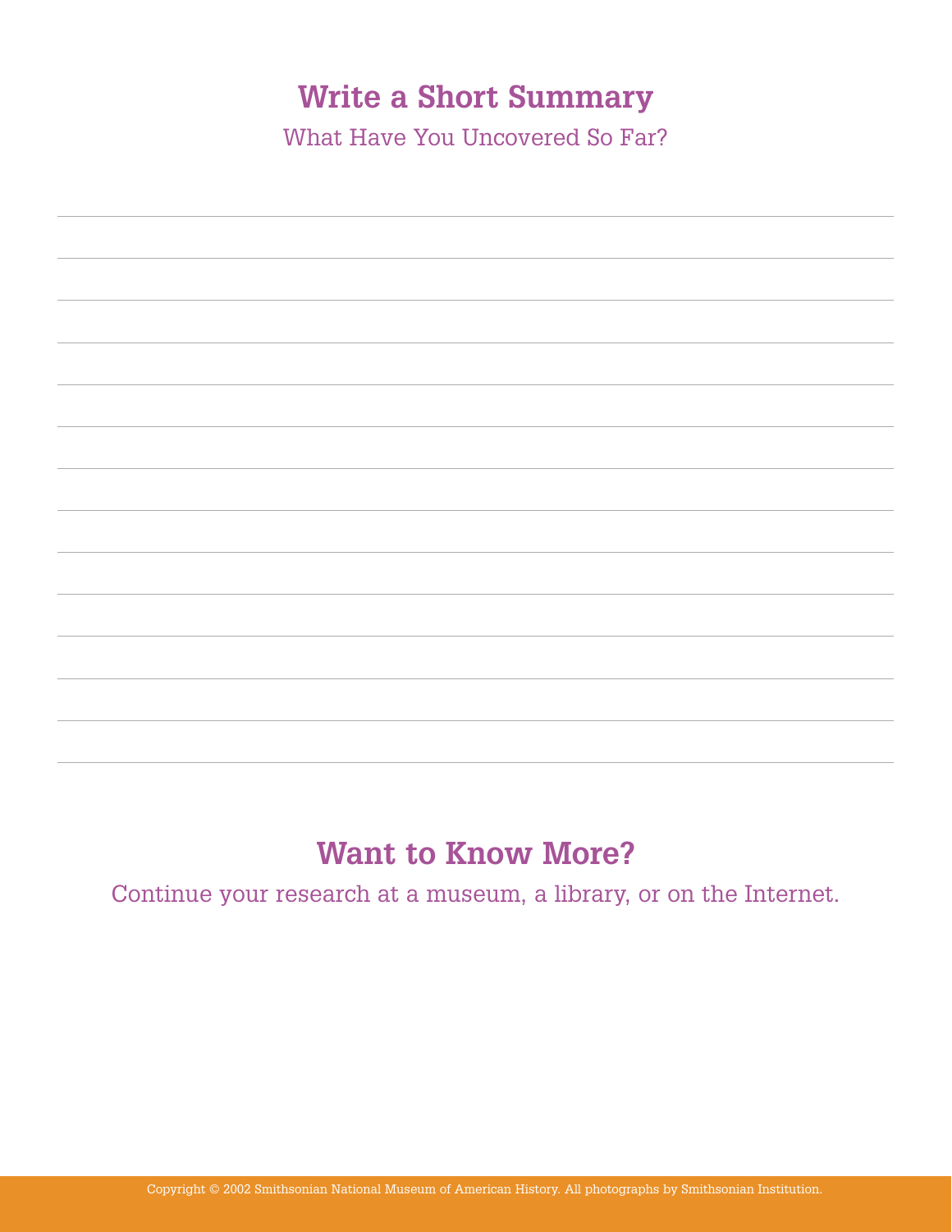## Write a Short Summary

What Have You Uncovered So Far?

## Want to Know More?

Continue your research at a museum, a library, or on the Internet.

Copyright © 2002 Smithsonian National Museum of American History. All photographs by Smithsonian Institution.